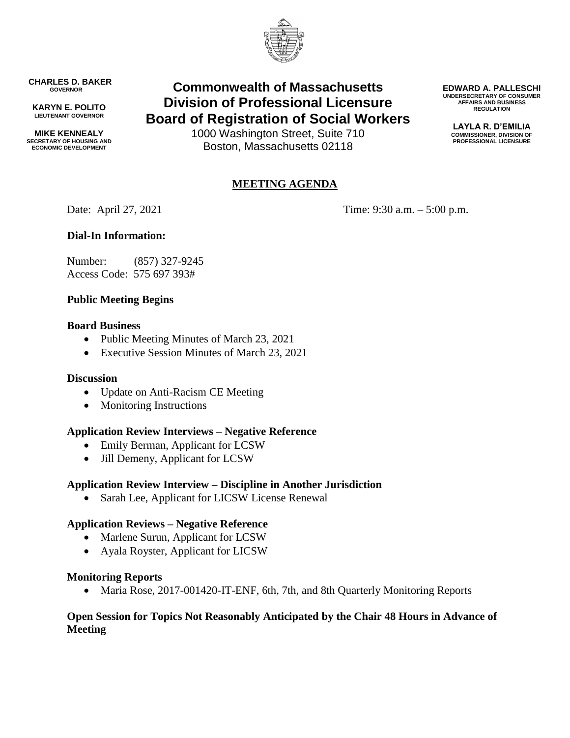**CHARLES D. BAKER**
GOVERNOR

**KARYN E. POLITO**
LIEUTENANT GOVERNOR

**MIKE KENNEALY**
SECRETARY OF HOUSING AND ECONOMIC DEVELOPMENT

# Commonwealth of Massachusetts
# Division of Professional Licensure
# Board of Registration of Social Workers

1000 Washington Street, Suite 710
Boston, Massachusetts 02118

**EDWARD A. PALLESCHI**
UNDERSECRETARY OF CONSUMER AFFAIRS AND BUSINESS REGULATION

**LAYLA R. D'EMILIA**
COMMISSIONER, DIVISION OF PROFESSIONAL LICENSURE

## MEETING AGENDA

Date: April 27, 2021 Time: 9:30 a.m. – 5:00 p.m.

**Dial-In Information:**

Number: (857) 327-9245
Access Code: 575 697 393#

**Public Meeting Begins**

**Board Business**

- Public Meeting Minutes of March 23, 2021
- Executive Session Minutes of March 23, 2021

**Discussion**

- Update on Anti-Racism CE Meeting
- Monitoring Instructions

**Application Review Interviews – Negative Reference**

- Emily Berman, Applicant for LCSW
- Jill Demeny, Applicant for LCSW

**Application Review Interview – Discipline in Another Jurisdiction**

- Sarah Lee, Applicant for LICSW License Renewal

**Application Reviews – Negative Reference**

- Marlene Surun, Applicant for LCSW
- Ayala Royster, Applicant for LICSW

**Monitoring Reports**

- Maria Rose, 2017-001420-IT-ENF, 6th, 7th, and 8th Quarterly Monitoring Reports

**Open Session for Topics Not Reasonably Anticipated by the Chair 48 Hours in Advance of Meeting**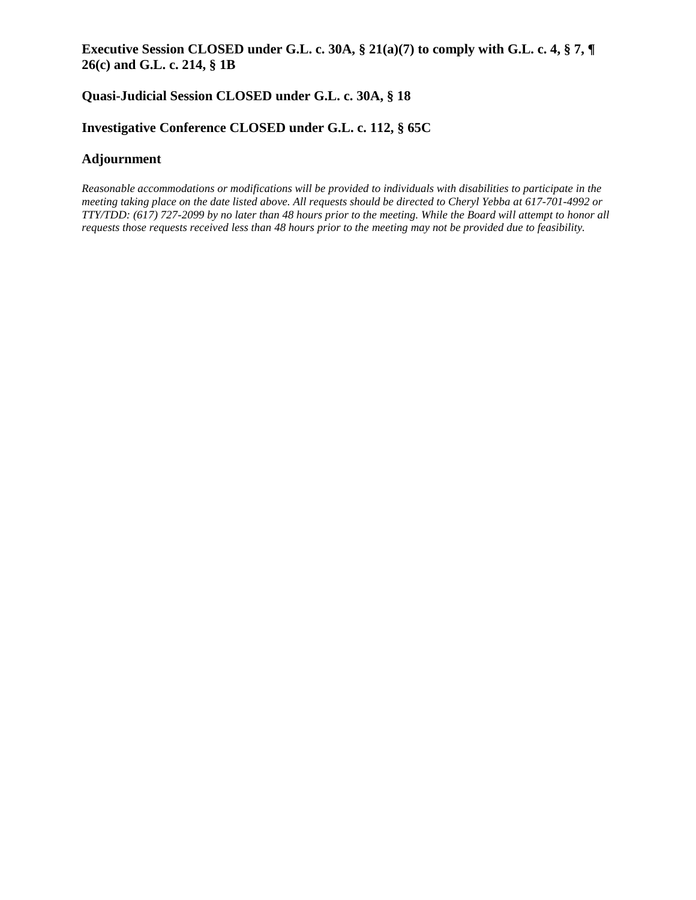**Executive Session CLOSED under G.L. c. 30A, § 21(a)(7) to comply with G.L. c. 4, § 7, ¶ 26(c) and G.L. c. 214, § 1B**

**Quasi-Judicial Session CLOSED under G.L. c. 30A, § 18**

**Investigative Conference CLOSED under G.L. c. 112, § 65C**

**Adjournment**

*Reasonable accommodations or modifications will be provided to individuals with disabilities to participate in the meeting taking place on the date listed above. All requests should be directed to Cheryl Yebba at 617-701-4992 or TTY/TDD: (617) 727-2099 by no later than 48 hours prior to the meeting. While the Board will attempt to honor all requests those requests received less than 48 hours prior to the meeting may not be provided due to feasibility.*